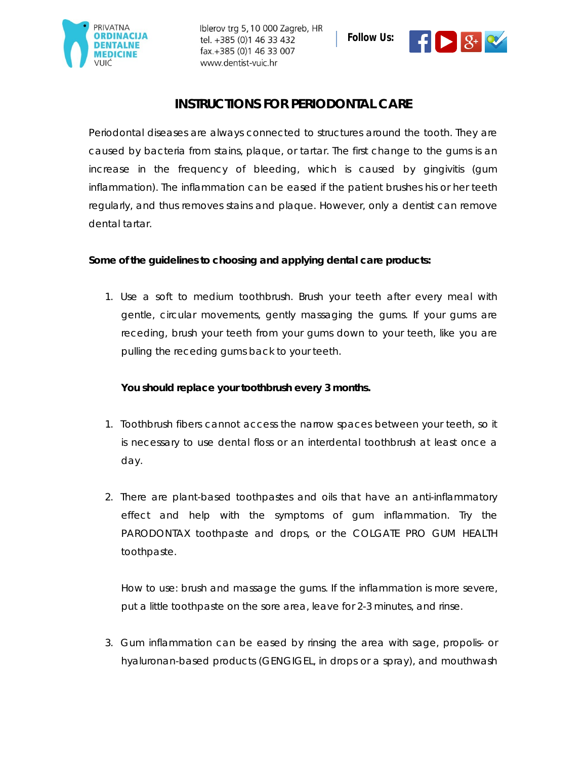PRIVATNA **ORDINACIJA DENTALNE MEDICINE** VUIĆ

Iblerov trg 5, 10 000 Zagreb, HR
tel. +385 (0)1 46 33 432
fax.+385 (0)1 46 33 007
www.dentist-vuic.hr

**Follow Us:**

# INSTRUCTIONS FOR PERIODONTAL CARE

Periodontal diseases are always connected to structures around the tooth. They are caused by bacteria from stains, plaque, or tartar. The first change to the gums is an increase in the frequency of bleeding, which is caused by gingivitis (gum inflammation). The inflammation can be eased if the patient brushes his or her teeth regularly, and thus removes stains and plaque. However, only a dentist can remove dental tartar.

**Some of the guidelines to choosing and applying dental care products:**

1. Use a soft to medium toothbrush. Brush your teeth after every meal with gentle, circular movements, gently massaging the gums. If your gums are receding, brush your teeth from your gums down to your teeth, like you are pulling the receding gums back to your teeth.

   **You should replace your toothbrush every 3 months.**

1. Toothbrush fibers cannot access the narrow spaces between your teeth, so it is necessary to use dental floss or an interdental toothbrush at least once a day.

2. There are plant-based toothpastes and oils that have an anti-inflammatory effect and help with the symptoms of gum inflammation. Try the PARODONTAX toothpaste and drops, or the COLGATE PRO GUM HEALTH toothpaste.

   How to use: brush and massage the gums. If the inflammation is more severe, put a little toothpaste on the sore area, leave for 2-3 minutes, and rinse.

3. Gum inflammation can be eased by rinsing the area with sage, propolis- or hyaluronan-based products (GENGIGEL, in drops or a spray), and mouthwash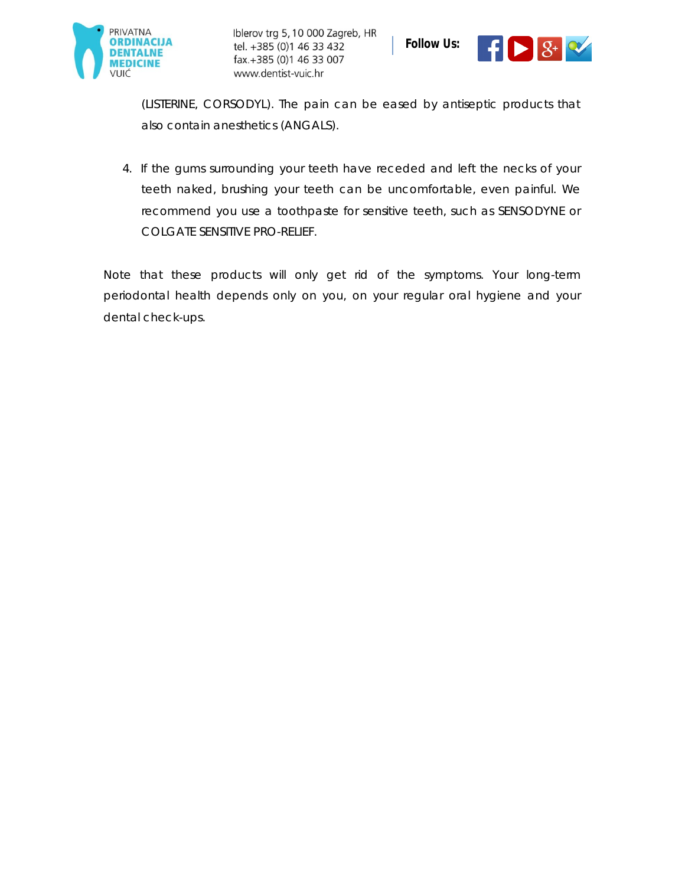(LISTERINE, CORSODYL). The pain can be eased by antiseptic products that also contain anesthetics (ANGALS).

4. If the gums surrounding your teeth have receded and left the necks of your teeth naked, brushing your teeth can be uncomfortable, even painful. We recommend you use a toothpaste for sensitive teeth, such as SENSODYNE or COLGATE SENSITIVE PRO-RELIEF.

Note that these products will only get rid of the symptoms. Your long-term periodontal health depends only on you, on your regular oral hygiene and your dental check-ups.